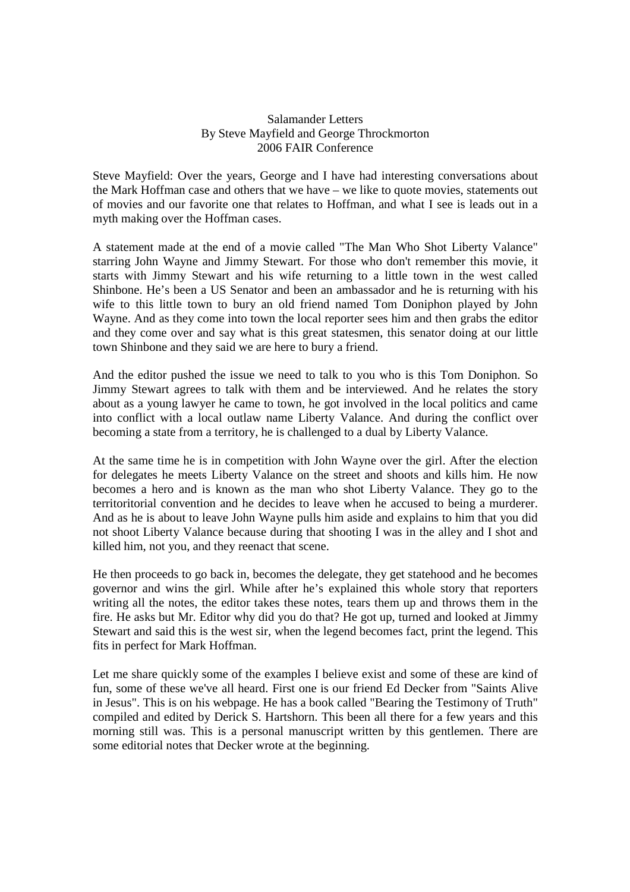Salamander Letters
By Steve Mayfield and George Throckmorton
2006 FAIR Conference

Steve Mayfield: Over the years, George and I have had interesting conversations about the Mark Hoffman case and others that we have – we like to quote movies, statements out of movies and our favorite one that relates to Hoffman, and what I see is leads out in a myth making over the Hoffman cases.

A statement made at the end of a movie called "The Man Who Shot Liberty Valance" starring John Wayne and Jimmy Stewart. For those who don't remember this movie, it starts with Jimmy Stewart and his wife returning to a little town in the west called Shinbone. He's been a US Senator and been an ambassador and he is returning with his wife to this little town to bury an old friend named Tom Doniphon played by John Wayne. And as they come into town the local reporter sees him and then grabs the editor and they come over and say what is this great statesmen, this senator doing at our little town Shinbone and they said we are here to bury a friend.

And the editor pushed the issue we need to talk to you who is this Tom Doniphon. So Jimmy Stewart agrees to talk with them and be interviewed. And he relates the story about as a young lawyer he came to town, he got involved in the local politics and came into conflict with a local outlaw name Liberty Valance. And during the conflict over becoming a state from a territory, he is challenged to a dual by Liberty Valance.

At the same time he is in competition with John Wayne over the girl. After the election for delegates he meets Liberty Valance on the street and shoots and kills him. He now becomes a hero and is known as the man who shot Liberty Valance. They go to the territoritorial convention and he decides to leave when he accused to being a murderer. And as he is about to leave John Wayne pulls him aside and explains to him that you did not shoot Liberty Valance because during that shooting I was in the alley and I shot and killed him, not you, and they reenact that scene.

He then proceeds to go back in, becomes the delegate, they get statehood and he becomes governor and wins the girl. While after he's explained this whole story that reporters writing all the notes, the editor takes these notes, tears them up and throws them in the fire. He asks but Mr. Editor why did you do that? He got up, turned and looked at Jimmy Stewart and said this is the west sir, when the legend becomes fact, print the legend. This fits in perfect for Mark Hoffman.

Let me share quickly some of the examples I believe exist and some of these are kind of fun, some of these we've all heard. First one is our friend Ed Decker from "Saints Alive in Jesus". This is on his webpage. He has a book called "Bearing the Testimony of Truth" compiled and edited by Derick S. Hartshorn. This been all there for a few years and this morning still was. This is a personal manuscript written by this gentlemen. There are some editorial notes that Decker wrote at the beginning.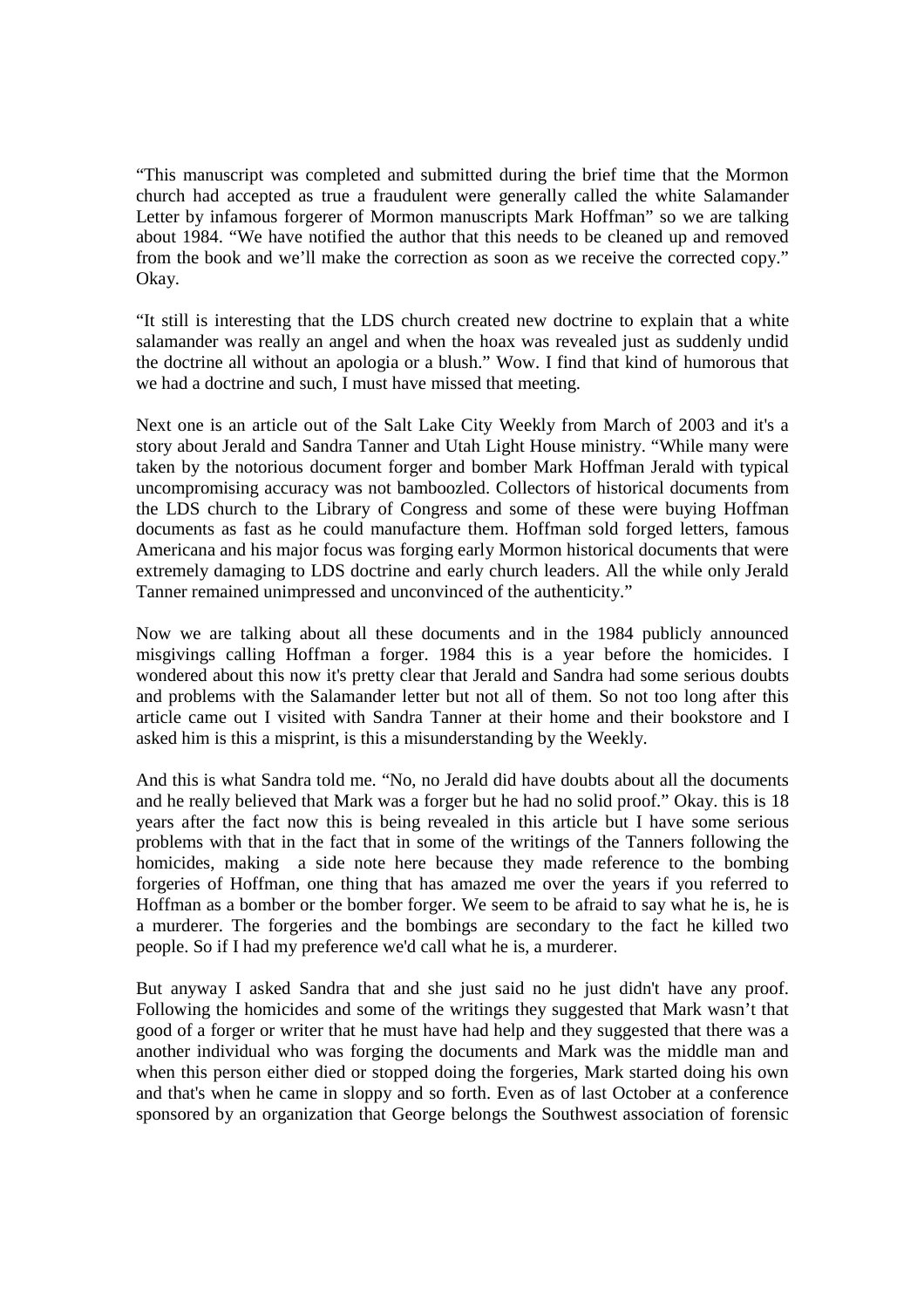"This manuscript was completed and submitted during the brief time that the Mormon church had accepted as true a fraudulent were generally called the white Salamander Letter by infamous forgerer of Mormon manuscripts Mark Hoffman" so we are talking about 1984. "We have notified the author that this needs to be cleaned up and removed from the book and we'll make the correction as soon as we receive the corrected copy." Okay.

"It still is interesting that the LDS church created new doctrine to explain that a white salamander was really an angel and when the hoax was revealed just as suddenly undid the doctrine all without an apologia or a blush." Wow. I find that kind of humorous that we had a doctrine and such, I must have missed that meeting.

Next one is an article out of the Salt Lake City Weekly from March of 2003 and it's a story about Jerald and Sandra Tanner and Utah Light House ministry. "While many were taken by the notorious document forger and bomber Mark Hoffman Jerald with typical uncompromising accuracy was not bamboozled. Collectors of historical documents from the LDS church to the Library of Congress and some of these were buying Hoffman documents as fast as he could manufacture them. Hoffman sold forged letters, famous Americana and his major focus was forging early Mormon historical documents that were extremely damaging to LDS doctrine and early church leaders. All the while only Jerald Tanner remained unimpressed and unconvinced of the authenticity."

Now we are talking about all these documents and in the 1984 publicly announced misgivings calling Hoffman a forger. 1984 this is a year before the homicides. I wondered about this now it's pretty clear that Jerald and Sandra had some serious doubts and problems with the Salamander letter but not all of them. So not too long after this article came out I visited with Sandra Tanner at their home and their bookstore and I asked him is this a misprint, is this a misunderstanding by the Weekly.

And this is what Sandra told me. "No, no Jerald did have doubts about all the documents and he really believed that Mark was a forger but he had no solid proof." Okay. this is 18 years after the fact now this is being revealed in this article but I have some serious problems with that in the fact that in some of the writings of the Tanners following the homicides, making a side note here because they made reference to the bombing forgeries of Hoffman, one thing that has amazed me over the years if you referred to Hoffman as a bomber or the bomber forger. We seem to be afraid to say what he is, he is a murderer. The forgeries and the bombings are secondary to the fact he killed two people. So if I had my preference we'd call what he is, a murderer.

But anyway I asked Sandra that and she just said no he just didn't have any proof. Following the homicides and some of the writings they suggested that Mark wasn't that good of a forger or writer that he must have had help and they suggested that there was a another individual who was forging the documents and Mark was the middle man and when this person either died or stopped doing the forgeries, Mark started doing his own and that's when he came in sloppy and so forth. Even as of last October at a conference sponsored by an organization that George belongs the Southwest association of forensic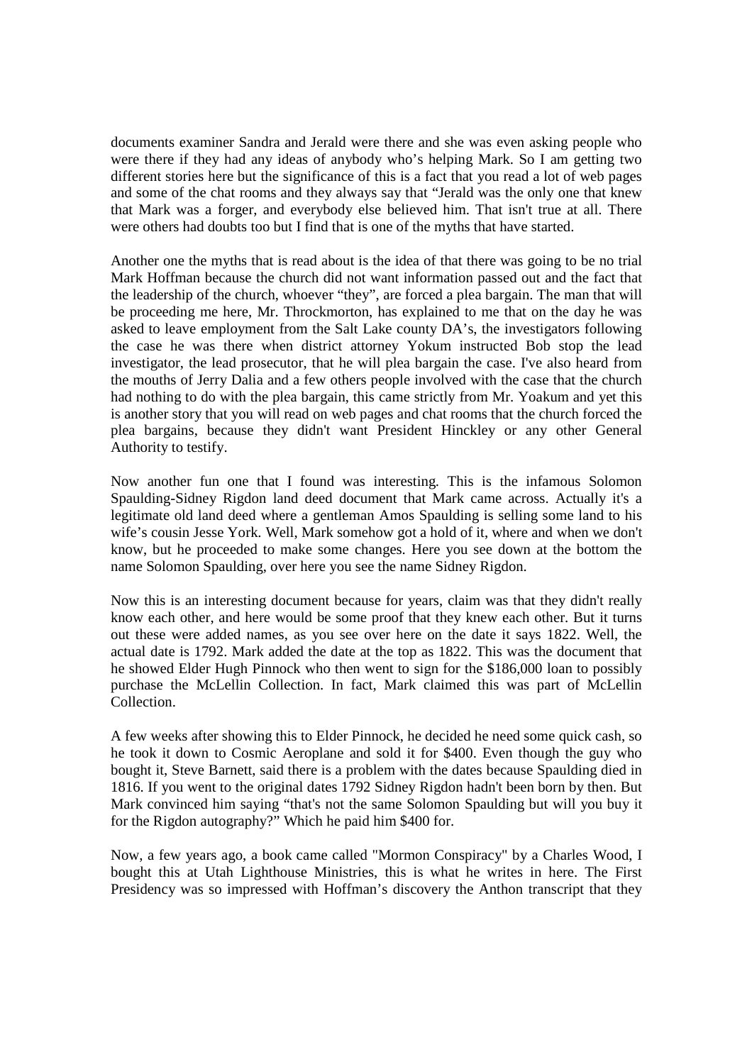documents examiner Sandra and Jerald were there and she was even asking people who were there if they had any ideas of anybody who's helping Mark. So I am getting two different stories here but the significance of this is a fact that you read a lot of web pages and some of the chat rooms and they always say that "Jerald was the only one that knew that Mark was a forger, and everybody else believed him. That isn't true at all. There were others had doubts too but I find that is one of the myths that have started.

Another one the myths that is read about is the idea of that there was going to be no trial Mark Hoffman because the church did not want information passed out and the fact that the leadership of the church, whoever "they", are forced a plea bargain. The man that will be proceeding me here, Mr. Throckmorton, has explained to me that on the day he was asked to leave employment from the Salt Lake county DA's, the investigators following the case he was there when district attorney Yokum instructed Bob stop the lead investigator, the lead prosecutor, that he will plea bargain the case. I've also heard from the mouths of Jerry Dalia and a few others people involved with the case that the church had nothing to do with the plea bargain, this came strictly from Mr. Yoakum and yet this is another story that you will read on web pages and chat rooms that the church forced the plea bargains, because they didn't want President Hinckley or any other General Authority to testify.

Now another fun one that I found was interesting. This is the infamous Solomon Spaulding-Sidney Rigdon land deed document that Mark came across. Actually it's a legitimate old land deed where a gentleman Amos Spaulding is selling some land to his wife's cousin Jesse York. Well, Mark somehow got a hold of it, where and when we don't know, but he proceeded to make some changes. Here you see down at the bottom the name Solomon Spaulding, over here you see the name Sidney Rigdon.

Now this is an interesting document because for years, claim was that they didn't really know each other, and here would be some proof that they knew each other. But it turns out these were added names, as you see over here on the date it says 1822. Well, the actual date is 1792. Mark added the date at the top as 1822. This was the document that he showed Elder Hugh Pinnock who then went to sign for the $186,000 loan to possibly purchase the McLellin Collection. In fact, Mark claimed this was part of McLellin Collection.

A few weeks after showing this to Elder Pinnock, he decided he need some quick cash, so he took it down to Cosmic Aeroplane and sold it for $400. Even though the guy who bought it, Steve Barnett, said there is a problem with the dates because Spaulding died in 1816. If you went to the original dates 1792 Sidney Rigdon hadn't been born by then. But Mark convinced him saying "that's not the same Solomon Spaulding but will you buy it for the Rigdon autography?" Which he paid him $400 for.

Now, a few years ago, a book came called "Mormon Conspiracy" by a Charles Wood, I bought this at Utah Lighthouse Ministries, this is what he writes in here. The First Presidency was so impressed with Hoffman's discovery the Anthon transcript that they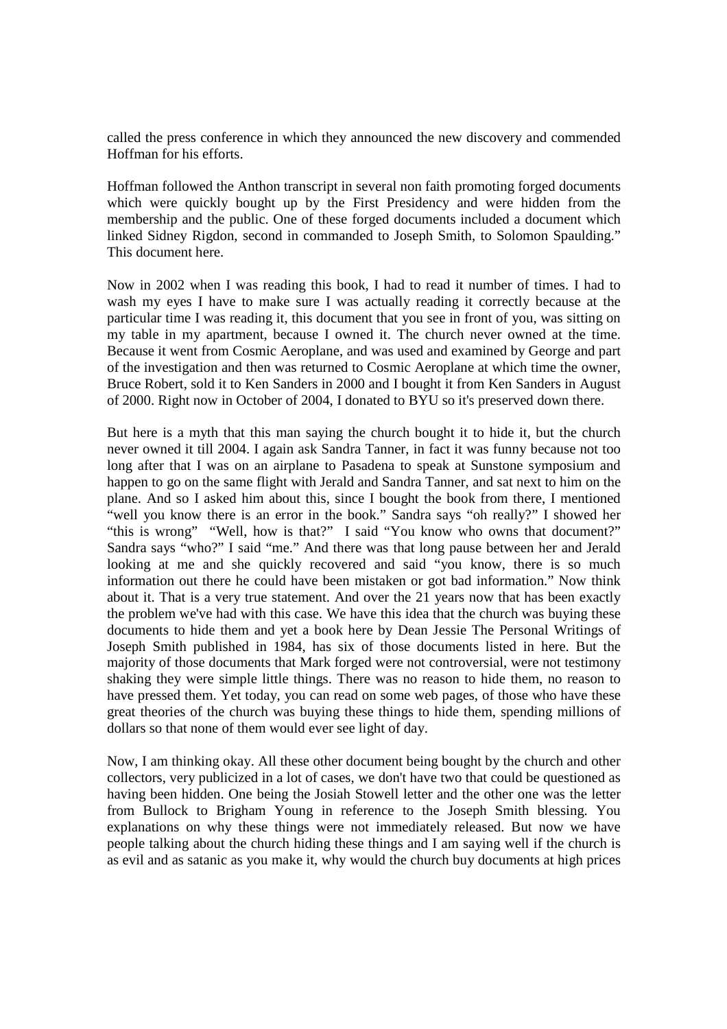called the press conference in which they announced the new discovery and commended Hoffman for his efforts.

Hoffman followed the Anthon transcript in several non faith promoting forged documents which were quickly bought up by the First Presidency and were hidden from the membership and the public. One of these forged documents included a document which linked Sidney Rigdon, second in commanded to Joseph Smith, to Solomon Spaulding." This document here.

Now in 2002 when I was reading this book, I had to read it number of times. I had to wash my eyes I have to make sure I was actually reading it correctly because at the particular time I was reading it, this document that you see in front of you, was sitting on my table in my apartment, because I owned it. The church never owned at the time. Because it went from Cosmic Aeroplane, and was used and examined by George and part of the investigation and then was returned to Cosmic Aeroplane at which time the owner, Bruce Robert, sold it to Ken Sanders in 2000 and I bought it from Ken Sanders in August of 2000. Right now in October of 2004, I donated to BYU so it's preserved down there.

But here is a myth that this man saying the church bought it to hide it, but the church never owned it till 2004. I again ask Sandra Tanner, in fact it was funny because not too long after that I was on an airplane to Pasadena to speak at Sunstone symposium and happen to go on the same flight with Jerald and Sandra Tanner, and sat next to him on the plane. And so I asked him about this, since I bought the book from there, I mentioned "well you know there is an error in the book." Sandra says "oh really?" I showed her "this is wrong" "Well, how is that?" I said "You know who owns that document?" Sandra says "who?" I said "me." And there was that long pause between her and Jerald looking at me and she quickly recovered and said "you know, there is so much information out there he could have been mistaken or got bad information." Now think about it. That is a very true statement. And over the 21 years now that has been exactly the problem we've had with this case. We have this idea that the church was buying these documents to hide them and yet a book here by Dean Jessie The Personal Writings of Joseph Smith published in 1984, has six of those documents listed in here. But the majority of those documents that Mark forged were not controversial, were not testimony shaking they were simple little things. There was no reason to hide them, no reason to have pressed them. Yet today, you can read on some web pages, of those who have these great theories of the church was buying these things to hide them, spending millions of dollars so that none of them would ever see light of day.

Now, I am thinking okay. All these other document being bought by the church and other collectors, very publicized in a lot of cases, we don't have two that could be questioned as having been hidden. One being the Josiah Stowell letter and the other one was the letter from Bullock to Brigham Young in reference to the Joseph Smith blessing. You explanations on why these things were not immediately released. But now we have people talking about the church hiding these things and I am saying well if the church is as evil and as satanic as you make it, why would the church buy documents at high prices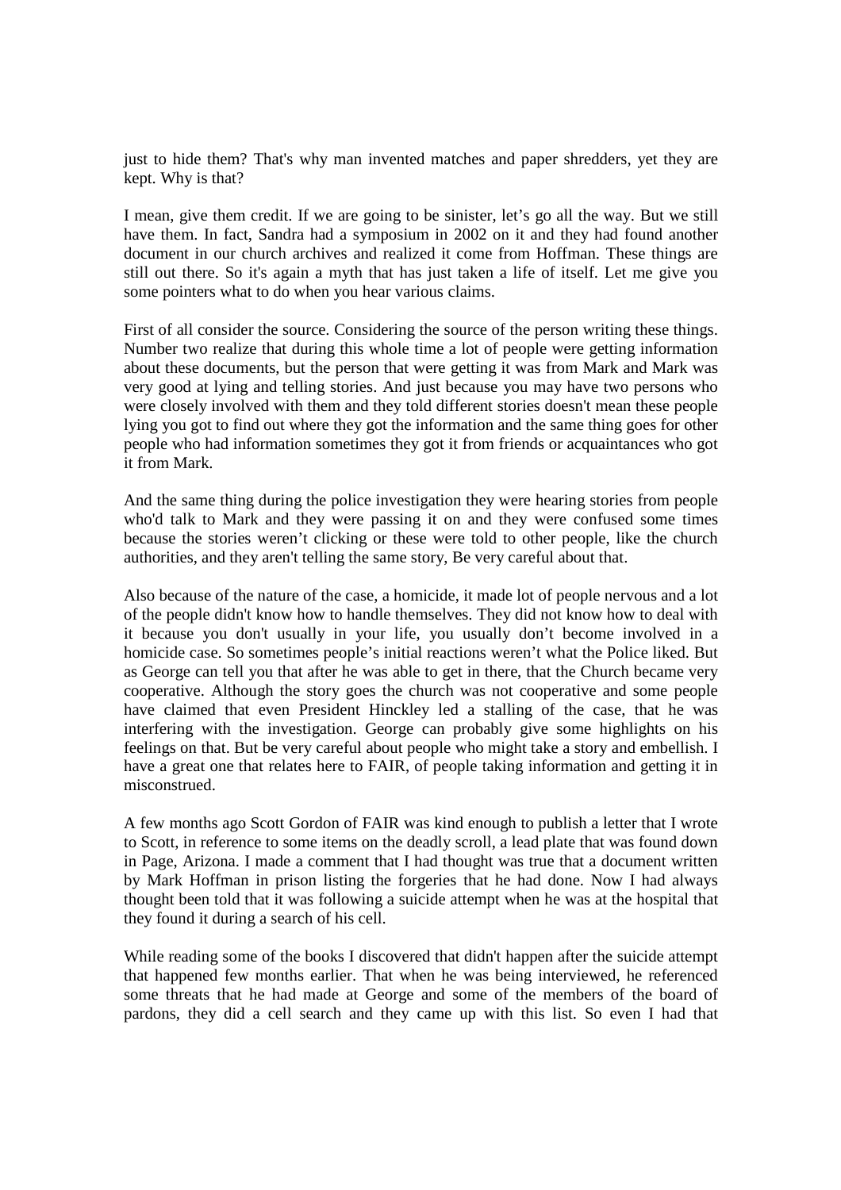just to hide them? That's why man invented matches and paper shredders, yet they are kept. Why is that?

I mean, give them credit. If we are going to be sinister, let's go all the way. But we still have them. In fact, Sandra had a symposium in 2002 on it and they had found another document in our church archives and realized it come from Hoffman. These things are still out there. So it's again a myth that has just taken a life of itself. Let me give you some pointers what to do when you hear various claims.

First of all consider the source. Considering the source of the person writing these things. Number two realize that during this whole time a lot of people were getting information about these documents, but the person that were getting it was from Mark and Mark was very good at lying and telling stories. And just because you may have two persons who were closely involved with them and they told different stories doesn't mean these people lying you got to find out where they got the information and the same thing goes for other people who had information sometimes they got it from friends or acquaintances who got it from Mark.

And the same thing during the police investigation they were hearing stories from people who'd talk to Mark and they were passing it on and they were confused some times because the stories weren't clicking or these were told to other people, like the church authorities, and they aren't telling the same story, Be very careful about that.

Also because of the nature of the case, a homicide, it made lot of people nervous and a lot of the people didn't know how to handle themselves. They did not know how to deal with it because you don't usually in your life, you usually don't become involved in a homicide case. So sometimes people's initial reactions weren't what the Police liked. But as George can tell you that after he was able to get in there, that the Church became very cooperative. Although the story goes the church was not cooperative and some people have claimed that even President Hinckley led a stalling of the case, that he was interfering with the investigation. George can probably give some highlights on his feelings on that. But be very careful about people who might take a story and embellish. I have a great one that relates here to FAIR, of people taking information and getting it in misconstrued.

A few months ago Scott Gordon of FAIR was kind enough to publish a letter that I wrote to Scott, in reference to some items on the deadly scroll, a lead plate that was found down in Page, Arizona. I made a comment that I had thought was true that a document written by Mark Hoffman in prison listing the forgeries that he had done. Now I had always thought been told that it was following a suicide attempt when he was at the hospital that they found it during a search of his cell.

While reading some of the books I discovered that didn't happen after the suicide attempt that happened few months earlier. That when he was being interviewed, he referenced some threats that he had made at George and some of the members of the board of pardons, they did a cell search and they came up with this list. So even I had that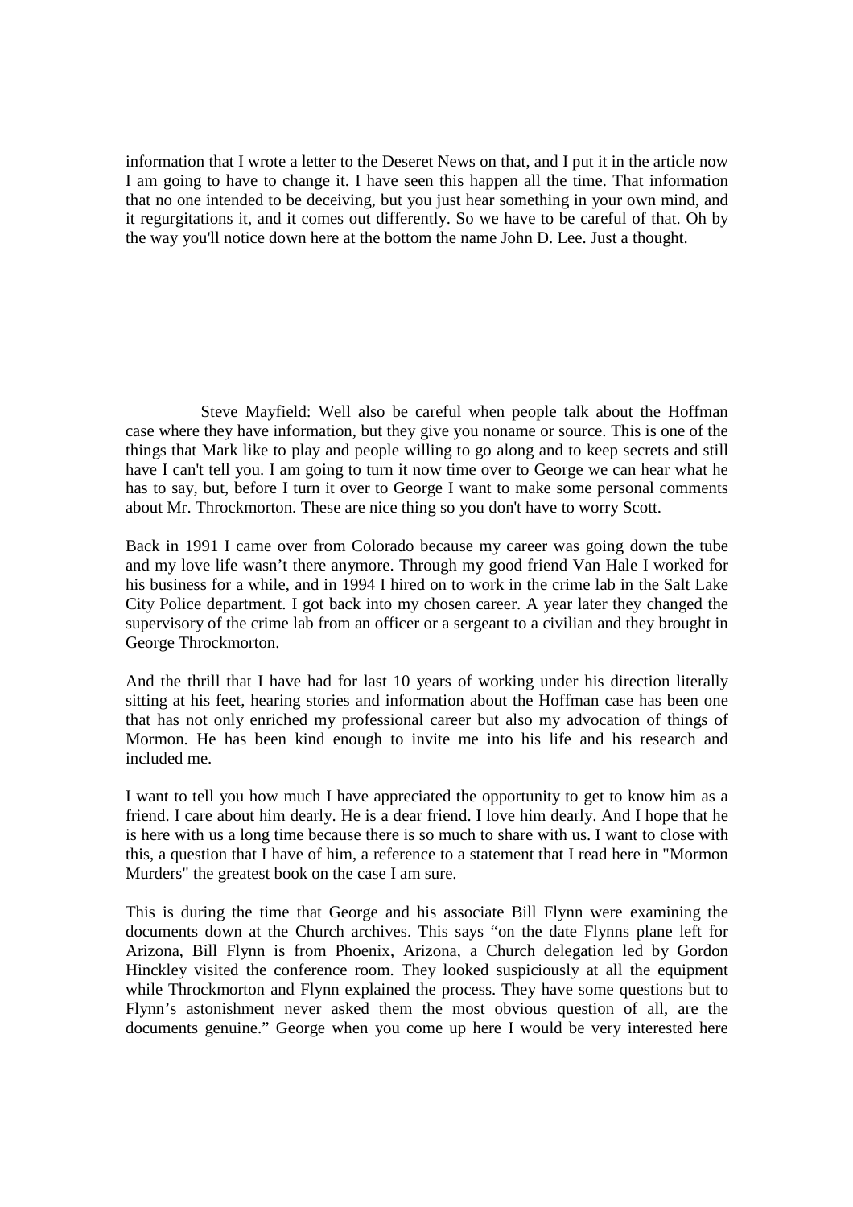information that I wrote a letter to the Deseret News on that, and I put it in the article now I am going to have to change it. I have seen this happen all the time. That information that no one intended to be deceiving, but you just hear something in your own mind, and it regurgitations it, and it comes out differently. So we have to be careful of that. Oh by the way you'll notice down here at the bottom the name John D. Lee. Just a thought.

Steve Mayfield: Well also be careful when people talk about the Hoffman case where they have information, but they give you noname or source. This is one of the things that Mark like to play and people willing to go along and to keep secrets and still have I can't tell you. I am going to turn it now time over to George we can hear what he has to say, but, before I turn it over to George I want to make some personal comments about Mr. Throckmorton. These are nice thing so you don't have to worry Scott.

Back in 1991 I came over from Colorado because my career was going down the tube and my love life wasn't there anymore. Through my good friend Van Hale I worked for his business for a while, and in 1994 I hired on to work in the crime lab in the Salt Lake City Police department. I got back into my chosen career. A year later they changed the supervisory of the crime lab from an officer or a sergeant to a civilian and they brought in George Throckmorton.

And the thrill that I have had for last 10 years of working under his direction literally sitting at his feet, hearing stories and information about the Hoffman case has been one that has not only enriched my professional career but also my advocation of things of Mormon. He has been kind enough to invite me into his life and his research and included me.

I want to tell you how much I have appreciated the opportunity to get to know him as a friend. I care about him dearly. He is a dear friend. I love him dearly. And I hope that he is here with us a long time because there is so much to share with us. I want to close with this, a question that I have of him, a reference to a statement that I read here in "Mormon Murders" the greatest book on the case I am sure.

This is during the time that George and his associate Bill Flynn were examining the documents down at the Church archives. This says "on the date Flynns plane left for Arizona, Bill Flynn is from Phoenix, Arizona, a Church delegation led by Gordon Hinckley visited the conference room. They looked suspiciously at all the equipment while Throckmorton and Flynn explained the process. They have some questions but to Flynn's astonishment never asked them the most obvious question of all, are the documents genuine." George when you come up here I would be very interested here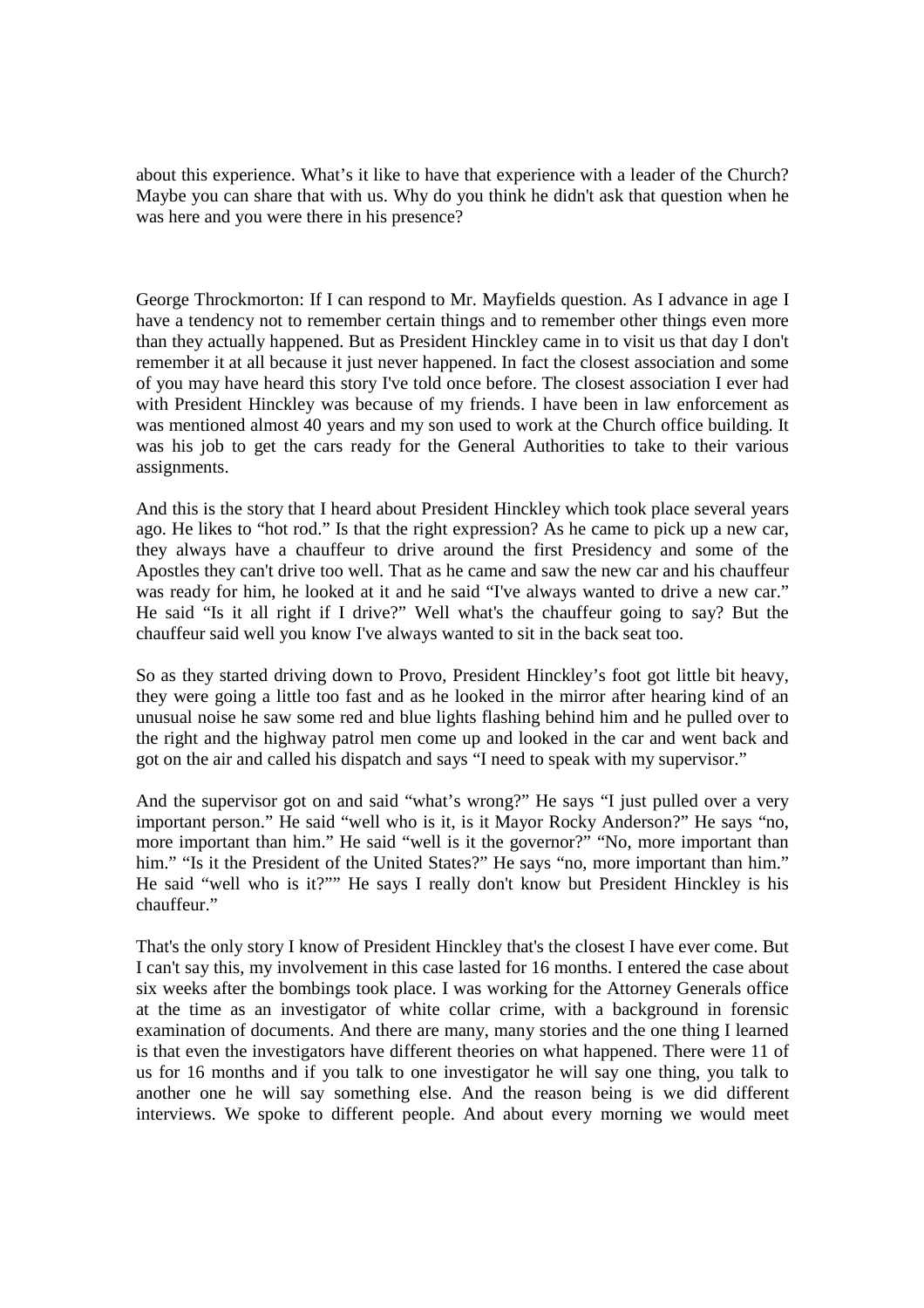about this experience. What’s it like to have that experience with a leader of the Church? Maybe you can share that with us. Why do you think he didn't ask that question when he was here and you were there in his presence?

George Throckmorton: If I can respond to Mr. Mayfields question. As I advance in age I have a tendency not to remember certain things and to remember other things even more than they actually happened. But as President Hinckley came in to visit us that day I don't remember it at all because it just never happened. In fact the closest association and some of you may have heard this story I've told once before. The closest association I ever had with President Hinckley was because of my friends. I have been in law enforcement as was mentioned almost 40 years and my son used to work at the Church office building. It was his job to get the cars ready for the General Authorities to take to their various assignments.

And this is the story that I heard about President Hinckley which took place several years ago. He likes to “hot rod.” Is that the right expression? As he came to pick up a new car, they always have a chauffeur to drive around the first Presidency and some of the Apostles they can't drive too well. That as he came and saw the new car and his chauffeur was ready for him, he looked at it and he said “I've always wanted to drive a new car.” He said “Is it all right if I drive?” Well what's the chauffeur going to say? But the chauffeur said well you know I've always wanted to sit in the back seat too.

So as they started driving down to Provo, President Hinckley’s foot got little bit heavy, they were going a little too fast and as he looked in the mirror after hearing kind of an unusual noise he saw some red and blue lights flashing behind him and he pulled over to the right and the highway patrol men come up and looked in the car and went back and got on the air and called his dispatch and says “I need to speak with my supervisor.”

And the supervisor got on and said “what’s wrong?” He says “I just pulled over a very important person.” He said “well who is it, is it Mayor Rocky Anderson?” He says “no, more important than him.” He said “well is it the governor?” “No, more important than him.” “Is it the President of the United States?” He says “no, more important than him.” He said “well who is it?”” He says I really don't know but President Hinckley is his chauffeur.”

That's the only story I know of President Hinckley that's the closest I have ever come. But I can't say this, my involvement in this case lasted for 16 months. I entered the case about six weeks after the bombings took place. I was working for the Attorney Generals office at the time as an investigator of white collar crime, with a background in forensic examination of documents. And there are many, many stories and the one thing I learned is that even the investigators have different theories on what happened. There were 11 of us for 16 months and if you talk to one investigator he will say one thing, you talk to another one he will say something else. And the reason being is we did different interviews. We spoke to different people. And about every morning we would meet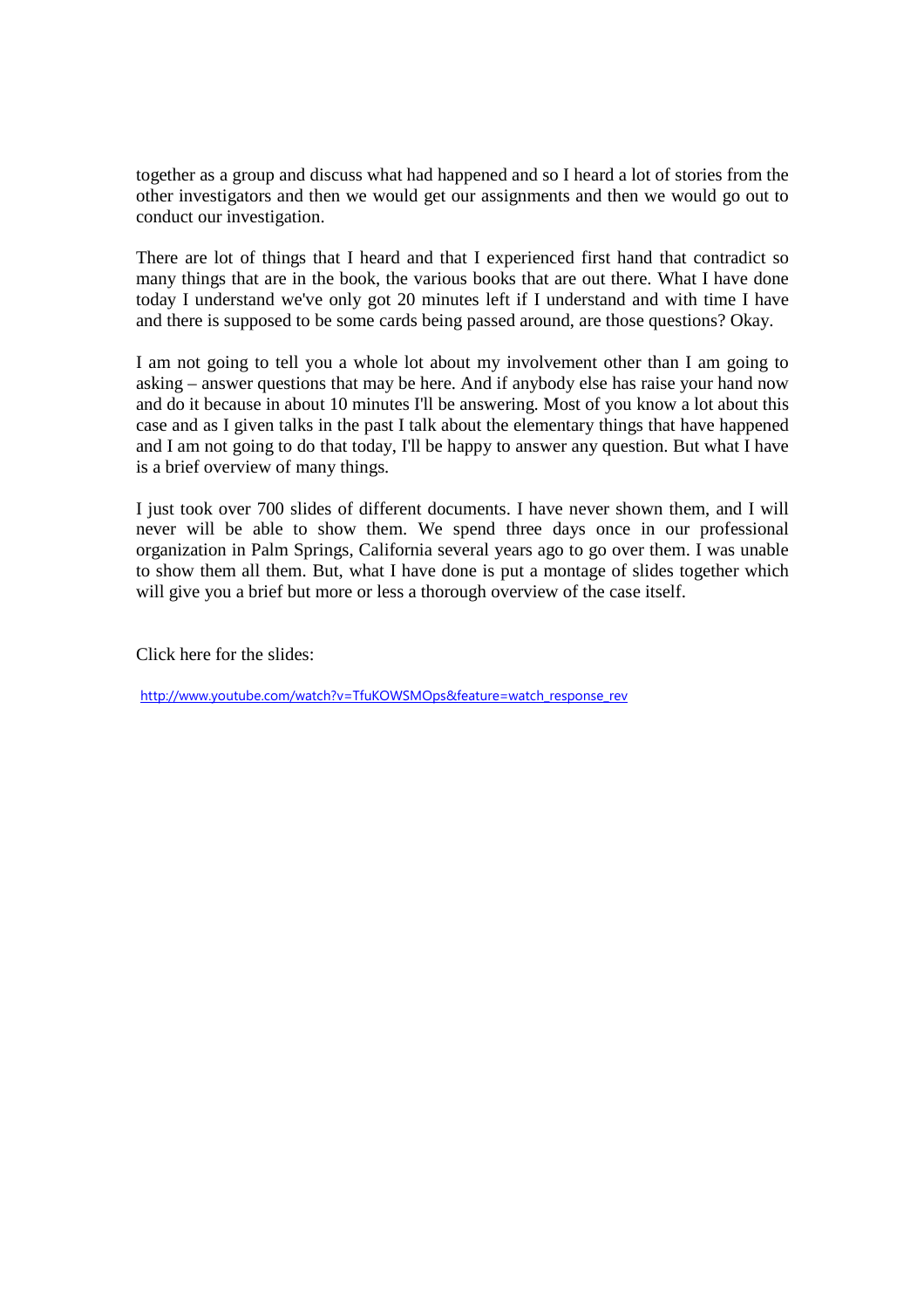together as a group and discuss what had happened and so I heard a lot of stories from the other investigators and then we would get our assignments and then we would go out to conduct our investigation.

There are lot of things that I heard and that I experienced first hand that contradict so many things that are in the book, the various books that are out there. What I have done today I understand we've only got 20 minutes left if I understand and with time I have and there is supposed to be some cards being passed around, are those questions? Okay.

I am not going to tell you a whole lot about my involvement other than I am going to asking – answer questions that may be here. And if anybody else has raise your hand now and do it because in about 10 minutes I'll be answering. Most of you know a lot about this case and as I given talks in the past I talk about the elementary things that have happened and I am not going to do that today, I'll be happy to answer any question. But what I have is a brief overview of many things.

I just took over 700 slides of different documents. I have never shown them, and I will never will be able to show them. We spend three days once in our professional organization in Palm Springs, California several years ago to go over them. I was unable to show them all them. But, what I have done is put a montage of slides together which will give you a brief but more or less a thorough overview of the case itself.

Click here for the slides:

http://www.youtube.com/watch?v=TfuKOWSMOps&feature=watch_response_rev